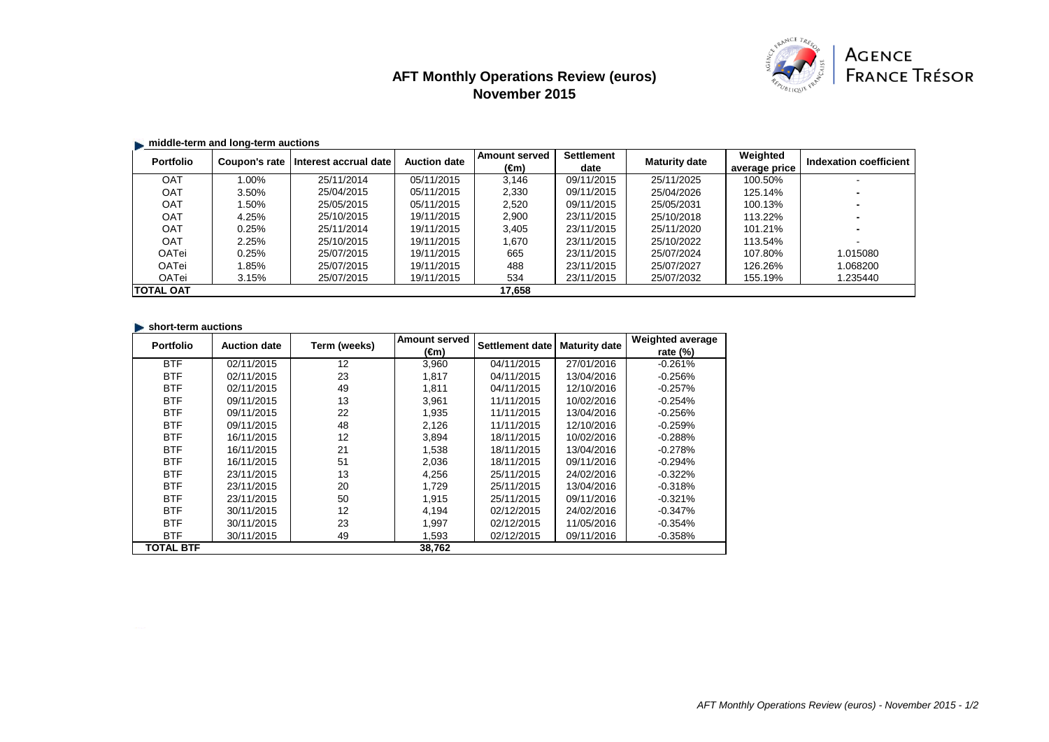# AFT Monthly Operations Review (euros)
## November 2015

### middle-term and long-term auctions

| Portfolio | Coupon's rate | Interest accrual date | Auction date | Amount served (€m) | Settlement date | Maturity date | Weighted average price | Indexation coefficient |
|---|---|---|---|---|---|---|---|---|
| OAT | 1.00% | 25/11/2014 | 05/11/2015 | 3,146 | 09/11/2015 | 25/11/2025 | 100.50% | - |
| OAT | 3.50% | 25/04/2015 | 05/11/2015 | 2,330 | 09/11/2015 | 25/04/2026 | 125.14% | - |
| OAT | 1.50% | 25/05/2015 | 05/11/2015 | 2,520 | 09/11/2015 | 25/05/2031 | 100.13% | - |
| OAT | 4.25% | 25/10/2015 | 19/11/2015 | 2,900 | 23/11/2015 | 25/10/2018 | 113.22% | - |
| OAT | 0.25% | 25/11/2014 | 19/11/2015 | 3,405 | 23/11/2015 | 25/11/2020 | 101.21% | - |
| OAT | 2.25% | 25/10/2015 | 19/11/2015 | 1,670 | 23/11/2015 | 25/10/2022 | 113.54% | - |
| OATei | 0.25% | 25/07/2015 | 19/11/2015 | 665 | 23/11/2015 | 25/07/2024 | 107.80% | 1.015080 |
| OATei | 1.85% | 25/07/2015 | 19/11/2015 | 488 | 23/11/2015 | 25/07/2027 | 126.26% | 1.068200 |
| OATei | 3.15% | 25/07/2015 | 19/11/2015 | 534 | 23/11/2015 | 25/07/2032 | 155.19% | 1.235440 |
| **TOTAL OAT** | | | | **17,658** | | | | |

### short-term auctions

| Portfolio | Auction date | Term (weeks) | Amount served (€m) | Settlement date | Maturity date | Weighted average rate (%) |
|---|---|---|---|---|---|---|
| BTF | 02/11/2015 | 12 | 3,960 | 04/11/2015 | 27/01/2016 | -0.261% |
| BTF | 02/11/2015 | 23 | 1,817 | 04/11/2015 | 13/04/2016 | -0.256% |
| BTF | 02/11/2015 | 49 | 1,811 | 04/11/2015 | 12/10/2016 | -0.257% |
| BTF | 09/11/2015 | 13 | 3,961 | 11/11/2015 | 10/02/2016 | -0.254% |
| BTF | 09/11/2015 | 22 | 1,935 | 11/11/2015 | 13/04/2016 | -0.256% |
| BTF | 09/11/2015 | 48 | 2,126 | 11/11/2015 | 12/10/2016 | -0.259% |
| BTF | 16/11/2015 | 12 | 3,894 | 18/11/2015 | 10/02/2016 | -0.288% |
| BTF | 16/11/2015 | 21 | 1,538 | 18/11/2015 | 13/04/2016 | -0.278% |
| BTF | 16/11/2015 | 51 | 2,036 | 18/11/2015 | 09/11/2016 | -0.294% |
| BTF | 23/11/2015 | 13 | 4,256 | 25/11/2015 | 24/02/2016 | -0.322% |
| BTF | 23/11/2015 | 20 | 1,729 | 25/11/2015 | 13/04/2016 | -0.318% |
| BTF | 23/11/2015 | 50 | 1,915 | 25/11/2015 | 09/11/2016 | -0.321% |
| BTF | 30/11/2015 | 12 | 4,194 | 02/12/2015 | 24/02/2016 | -0.347% |
| BTF | 30/11/2015 | 23 | 1,997 | 02/12/2015 | 11/05/2016 | -0.354% |
| BTF | 30/11/2015 | 49 | 1,593 | 02/12/2015 | 09/11/2016 | -0.358% |
| **TOTAL BTF** | | | **38,762** | | | |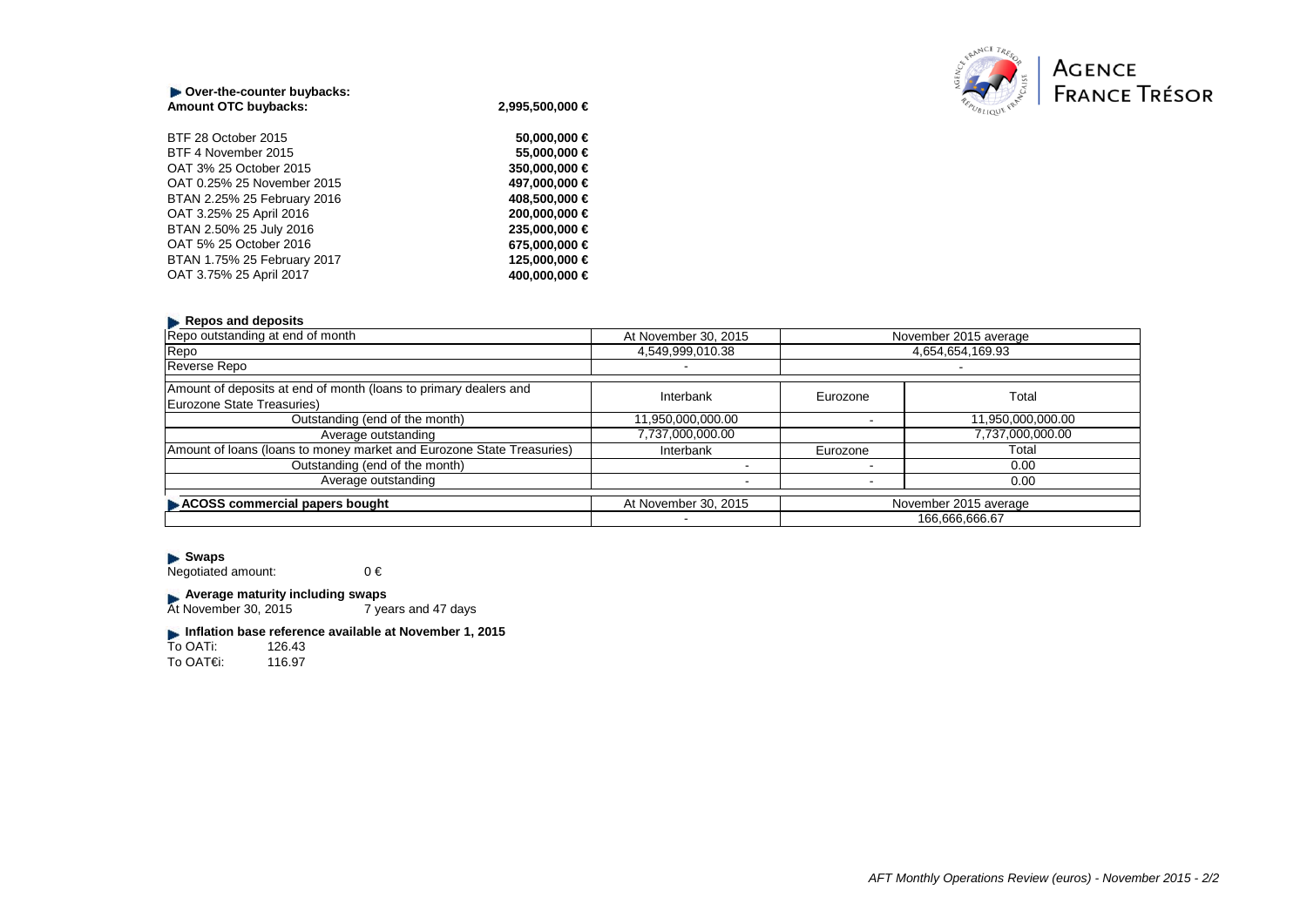### Over-the-counter buybacks:

| | |
|---|---|
| **Amount OTC buybacks:** | **2,995,500,000 €** |
| BTF 28 October 2015 | **50,000,000 €** |
| BTF 4 November 2015 | **55,000,000 €** |
| OAT 3% 25 October 2015 | **350,000,000 €** |
| OAT 0.25% 25 November 2015 | **497,000,000 €** |
| BTAN 2.25% 25 February 2016 | **408,500,000 €** |
| OAT 3.25% 25 April 2016 | **200,000,000 €** |
| BTAN 2.50% 25 July 2016 | **235,000,000 €** |
| OAT 5% 25 October 2016 | **675,000,000 €** |
| BTAN 1.75% 25 February 2017 | **125,000,000 €** |
| OAT 3.75% 25 April 2017 | **400,000,000 €** |

### Repos and deposits

| Repo outstanding at end of month | At November 30, 2015 | November 2015 average | |
|---|---|---|---|
| Repo | 4,549,999,010.38 | 4,654,654,169.93 | |
| Reverse Repo | - | - | |
| Amount of deposits at end of month (loans to primary dealers and Eurozone State Treasuries) | Interbank | Eurozone | Total |
| Outstanding (end of the month) | 11,950,000,000.00 | - | 11,950,000,000.00 |
| Average outstanding | 7,737,000,000.00 | | 7,737,000,000.00 |
| Amount of loans (loans to money market and Eurozone State Treasuries) | Interbank | Eurozone | Total |
| Outstanding (end of the month) | - | - | 0.00 |
| Average outstanding | - | - | 0.00 |
| **ACOSS commercial papers bought** | At November 30, 2015 | November 2015 average | |
| | - | 166,666,666.67 | |

### Swaps

Negotiated amount: 0 €

### Average maturity including swaps

At November 30, 2015 7 years and 47 days

### Inflation base reference available at November 1, 2015

To OATi: 126.43

To OAT€i: 116.97